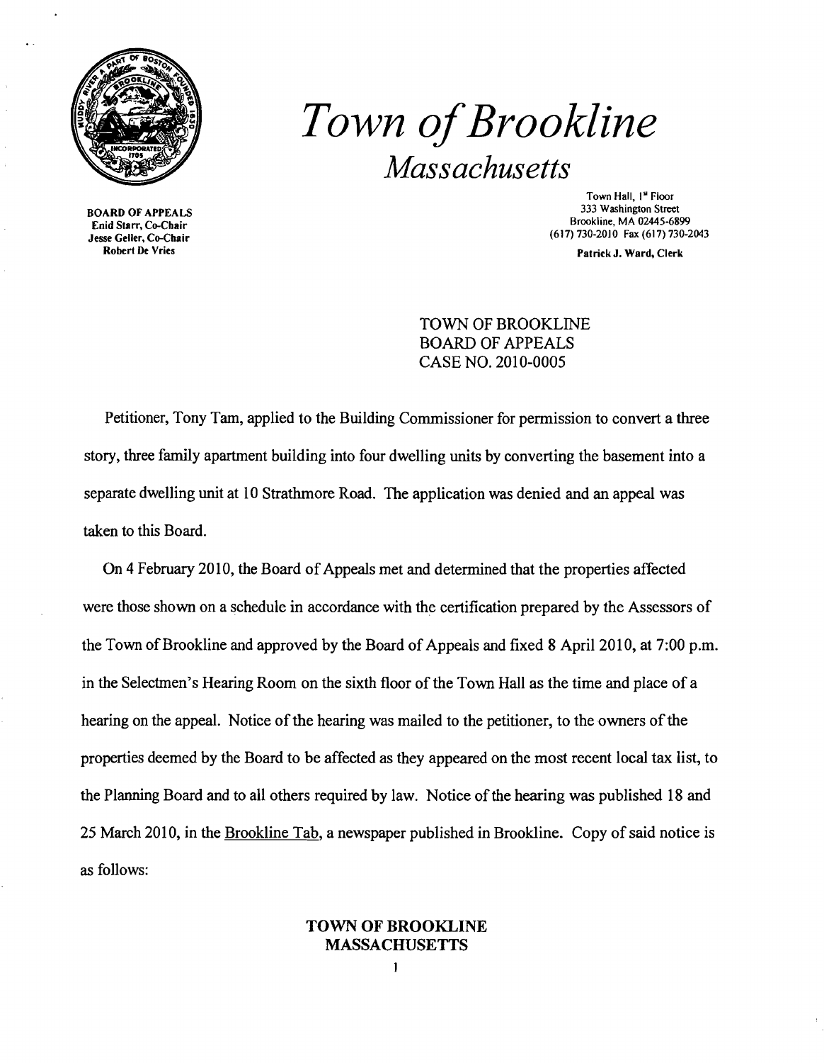# *Town of Brookline*

## *Massachusetts*

BOARD OF APPEALS
Enid Starr, Co-Chair
Jesse Geller, Co-Chair
Robert De Vries

Town Hall, 1st Floor
333 Washington Street
Brookline, MA 02445-6899
(617) 730-2010 Fax (617) 730-2043

Patrick J. Ward, Clerk

TOWN OF BROOKLINE
BOARD OF APPEALS
CASE NO. 2010-0005

Petitioner, Tony Tam, applied to the Building Commissioner for permission to convert a three story, three family apartment building into four dwelling units by converting the basement into a separate dwelling unit at 10 Strathmore Road. The application was denied and an appeal was taken to this Board.

On 4 February 2010, the Board of Appeals met and determined that the properties affected were those shown on a schedule in accordance with the certification prepared by the Assessors of the Town of Brookline and approved by the Board of Appeals and fixed 8 April 2010, at 7:00 p.m. in the Selectmen's Hearing Room on the sixth floor of the Town Hall as the time and place of a hearing on the appeal. Notice of the hearing was mailed to the petitioner, to the owners of the properties deemed by the Board to be affected as they appeared on the most recent local tax list, to the Planning Board and to all others required by law. Notice of the hearing was published 18 and 25 March 2010, in the Brookline Tab, a newspaper published in Brookline. Copy of said notice is as follows:

**TOWN OF BROOKLINE**
**MASSACHUSETTS**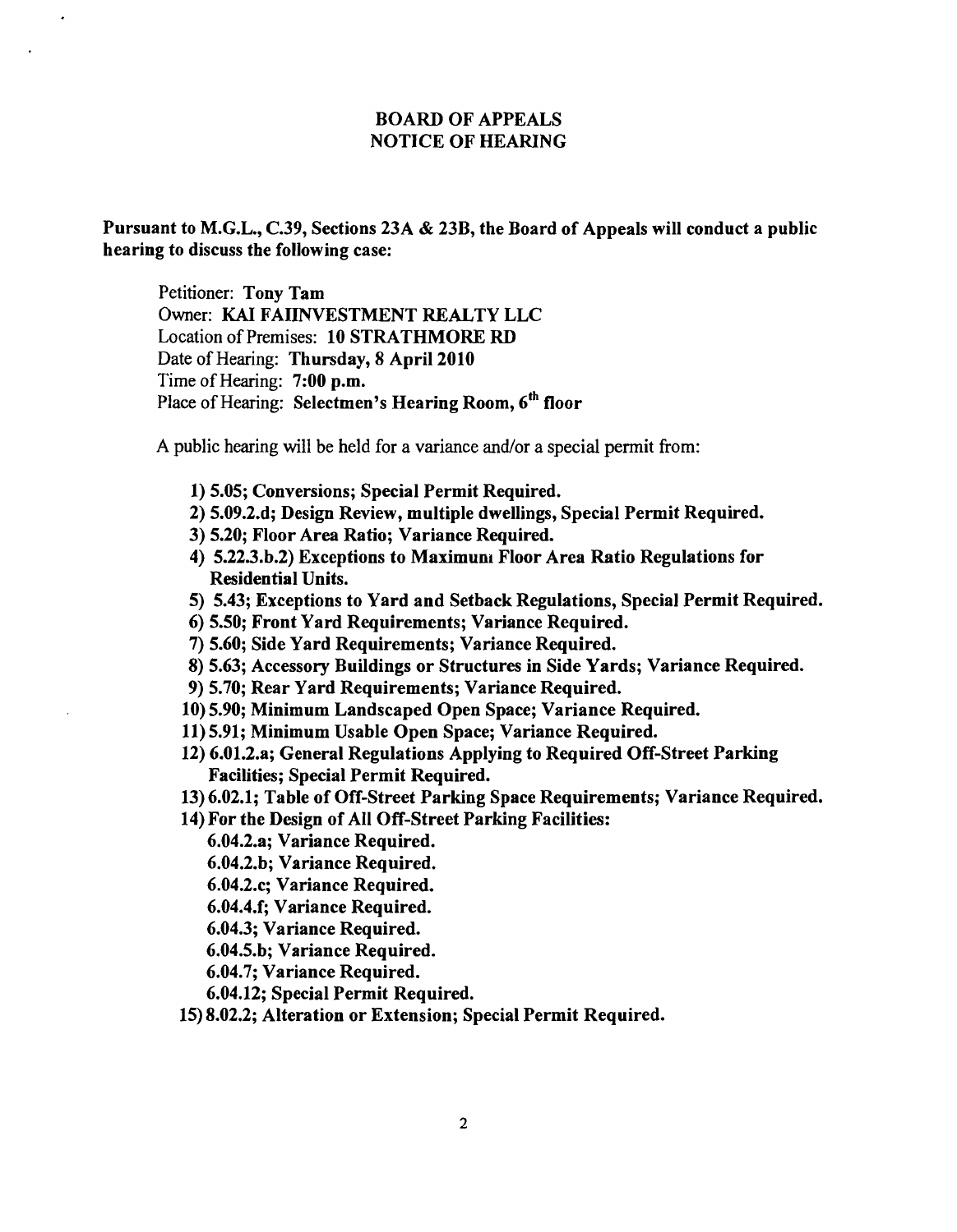# BOARD OF APPEALS
# NOTICE OF HEARING

**Pursuant to M.G.L., C.39, Sections 23A & 23B, the Board of Appeals will conduct a public hearing to discuss the following case:**

Petitioner: **Tony Tam**
Owner: **KAI FAIINVESTMENT REALTY LLC**
Location of Premises: **10 STRATHMORE RD**
Date of Hearing: **Thursday, 8 April 2010**
Time of Hearing: **7:00 p.m.**
Place of Hearing: **Selectmen's Hearing Room, 6th floor**

A public hearing will be held for a variance and/or a special permit from:

1) **5.05; Conversions; Special Permit Required.**
2) **5.09.2.d; Design Review, multiple dwellings, Special Permit Required.**
3) **5.20; Floor Area Ratio; Variance Required.**
4) **5.22.3.b.2) Exceptions to Maximum Floor Area Ratio Regulations for Residential Units.**
5) **5.43; Exceptions to Yard and Setback Regulations, Special Permit Required.**
6) **5.50; Front Yard Requirements; Variance Required.**
7) **5.60; Side Yard Requirements; Variance Required.**
8) **5.63; Accessory Buildings or Structures in Side Yards; Variance Required.**
9) **5.70; Rear Yard Requirements; Variance Required.**
10) **5.90; Minimum Landscaped Open Space; Variance Required.**
11) **5.91; Minimum Usable Open Space; Variance Required.**
12) **6.01.2.a; General Regulations Applying to Required Off-Street Parking Facilities; Special Permit Required.**
13) **6.02.1; Table of Off-Street Parking Space Requirements; Variance Required.**
14) **For the Design of All Off-Street Parking Facilities:**
    - **6.04.2.a; Variance Required.**
    - **6.04.2.b; Variance Required.**
    - **6.04.2.c; Variance Required.**
    - **6.04.4.f; Variance Required.**
    - **6.04.3; Variance Required.**
    - **6.04.5.b; Variance Required.**
    - **6.04.7; Variance Required.**
    - **6.04.12; Special Permit Required.**
15) **8.02.2; Alteration or Extension; Special Permit Required.**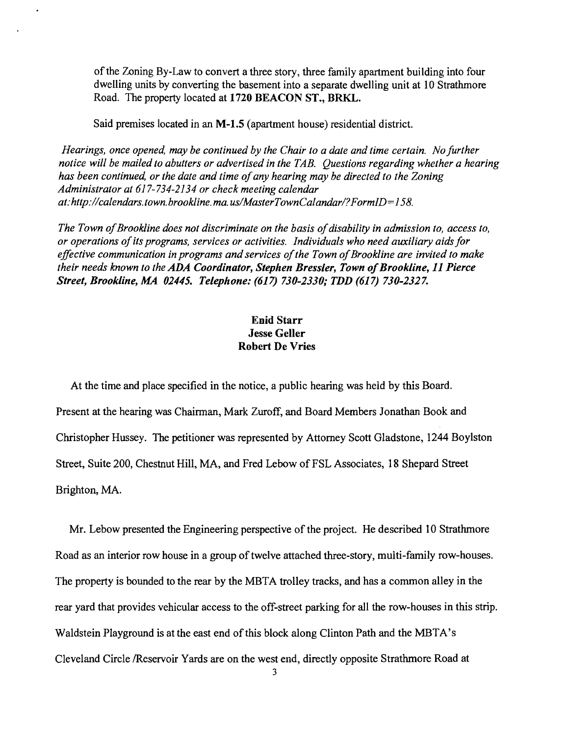of the Zoning By-Law to convert a three story, three family apartment building into four dwelling units by converting the basement into a separate dwelling unit at 10 Strathmore Road. The property located at **1720 BEACON ST., BRKL.**

Said premises located in an **M-1.5** (apartment house) residential district.

*Hearings, once opened, may be continued by the Chair to a date and time certain. No further notice will be mailed to abutters or advertised in the TAB. Questions regarding whether a hearing has been continued, or the date and time of any hearing may be directed to the Zoning Administrator at 617-734-2134 or check meeting calendar at: http://calendars.town.brookline.ma.us/MasterTownCalandar/?FormID=158.*

*The Town of Brookline does not discriminate on the basis of disability in admission to, access to, or operations of its programs, services or activities. Individuals who need auxiliary aids for effective communication in programs and services of the Town of Brookline are invited to make their needs known to the* ***ADA Coordinator, Stephen Bressler, Town of Brookline, 11 Pierce Street, Brookline, MA 02445. Telephone: (617) 730-2330; TDD (617) 730-2327.***

**Enid Starr**
**Jesse Geller**
**Robert De Vries**

At the time and place specified in the notice, a public hearing was held by this Board. Present at the hearing was Chairman, Mark Zuroff, and Board Members Jonathan Book and Christopher Hussey. The petitioner was represented by Attorney Scott Gladstone, 1244 Boylston Street, Suite 200, Chestnut Hill, MA, and Fred Lebow of FSL Associates, 18 Shepard Street Brighton, MA.

Mr. Lebow presented the Engineering perspective of the project. He described 10 Strathmore Road as an interior row house in a group of twelve attached three-story, multi-family row-houses. The property is bounded to the rear by the MBTA trolley tracks, and has a common alley in the rear yard that provides vehicular access to the off-street parking for all the row-houses in this strip. Waldstein Playground is at the east end of this block along Clinton Path and the MBTA's Cleveland Circle /Reservoir Yards are on the west end, directly opposite Strathmore Road at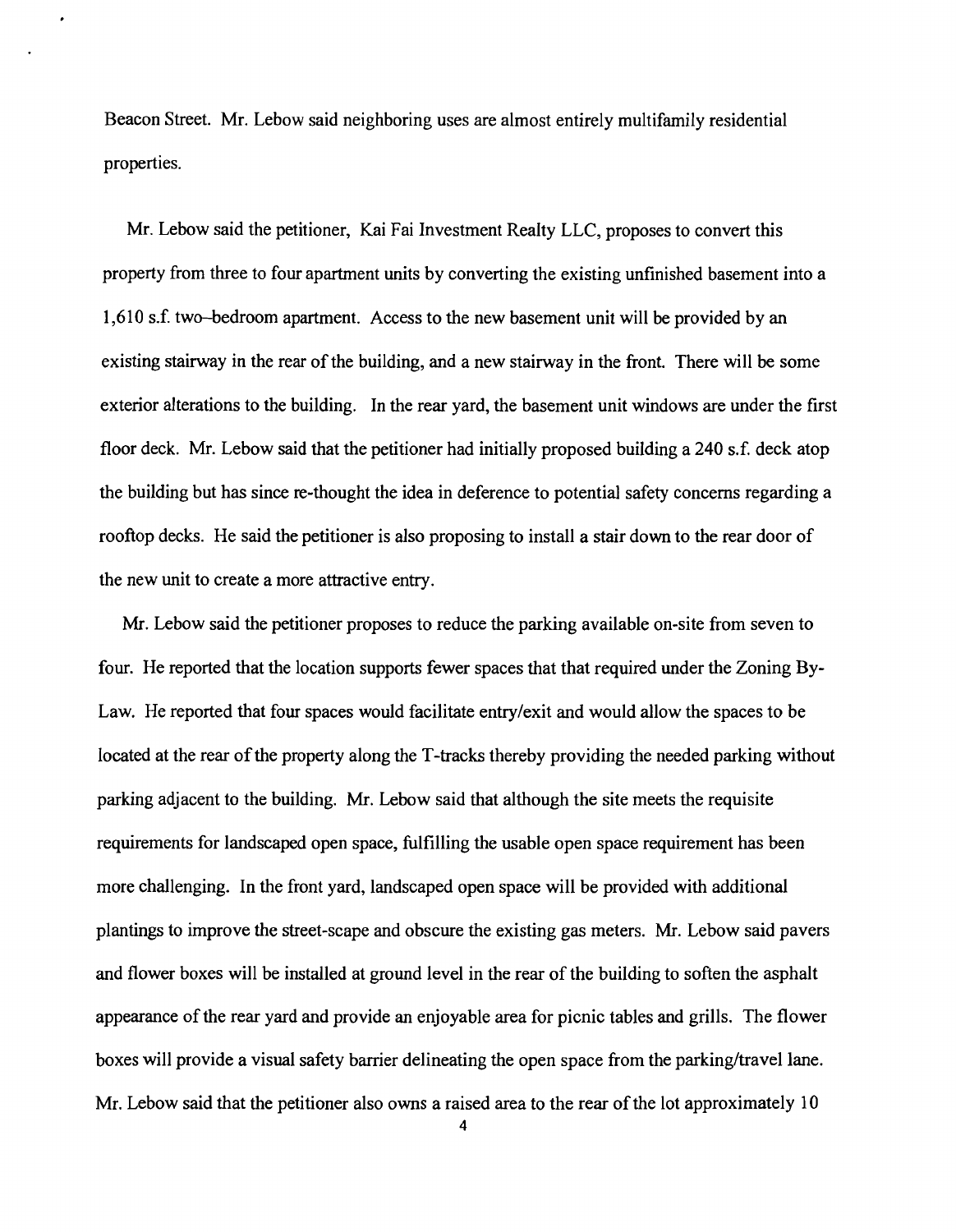Beacon Street. Mr. Lebow said neighboring uses are almost entirely multifamily residential properties.

Mr. Lebow said the petitioner, Kai Fai Investment Realty LLC, proposes to convert this property from three to four apartment units by converting the existing unfinished basement into a 1,610 s.f. two–bedroom apartment. Access to the new basement unit will be provided by an existing stairway in the rear of the building, and a new stairway in the front. There will be some exterior alterations to the building. In the rear yard, the basement unit windows are under the first floor deck. Mr. Lebow said that the petitioner had initially proposed building a 240 s.f. deck atop the building but has since re-thought the idea in deference to potential safety concerns regarding a rooftop decks. He said the petitioner is also proposing to install a stair down to the rear door of the new unit to create a more attractive entry.

Mr. Lebow said the petitioner proposes to reduce the parking available on-site from seven to four. He reported that the location supports fewer spaces that that required under the Zoning By-Law. He reported that four spaces would facilitate entry/exit and would allow the spaces to be located at the rear of the property along the T-tracks thereby providing the needed parking without parking adjacent to the building. Mr. Lebow said that although the site meets the requisite requirements for landscaped open space, fulfilling the usable open space requirement has been more challenging. In the front yard, landscaped open space will be provided with additional plantings to improve the street-scape and obscure the existing gas meters. Mr. Lebow said pavers and flower boxes will be installed at ground level in the rear of the building to soften the asphalt appearance of the rear yard and provide an enjoyable area for picnic tables and grills. The flower boxes will provide a visual safety barrier delineating the open space from the parking/travel lane. Mr. Lebow said that the petitioner also owns a raised area to the rear of the lot approximately 10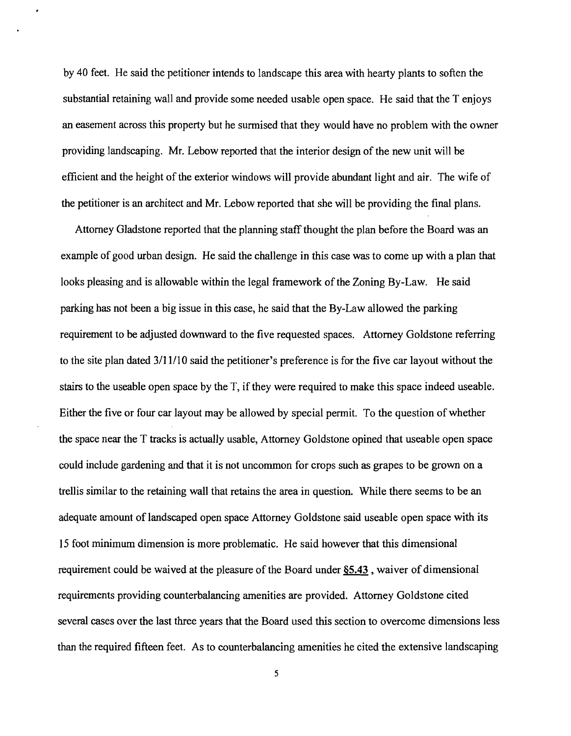by 40 feet. He said the petitioner intends to landscape this area with hearty plants to soften the substantial retaining wall and provide some needed usable open space. He said that the T enjoys an easement across this property but he surmised that they would have no problem with the owner providing landscaping. Mr. Lebow reported that the interior design of the new unit will be efficient and the height of the exterior windows will provide abundant light and air. The wife of the petitioner is an architect and Mr. Lebow reported that she will be providing the final plans.

Attorney Gladstone reported that the planning staff thought the plan before the Board was an example of good urban design. He said the challenge in this case was to come up with a plan that looks pleasing and is allowable within the legal framework of the Zoning By-Law. He said parking has not been a big issue in this case, he said that the By-Law allowed the parking requirement to be adjusted downward to the five requested spaces. Attorney Goldstone referring to the site plan dated 3/11/10 said the petitioner's preference is for the five car layout without the stairs to the useable open space by the T, if they were required to make this space indeed useable. Either the five or four car layout may be allowed by special permit. To the question of whether the space near the T tracks is actually usable, Attorney Goldstone opined that useable open space could include gardening and that it is not uncommon for crops such as grapes to be grown on a trellis similar to the retaining wall that retains the area in question. While there seems to be an adequate amount of landscaped open space Attorney Goldstone said useable open space with its 15 foot minimum dimension is more problematic. He said however that this dimensional requirement could be waived at the pleasure of the Board under **§5.43**, waiver of dimensional requirements providing counterbalancing amenities are provided. Attorney Goldstone cited several cases over the last three years that the Board used this section to overcome dimensions less than the required fifteen feet. As to counterbalancing amenities he cited the extensive landscaping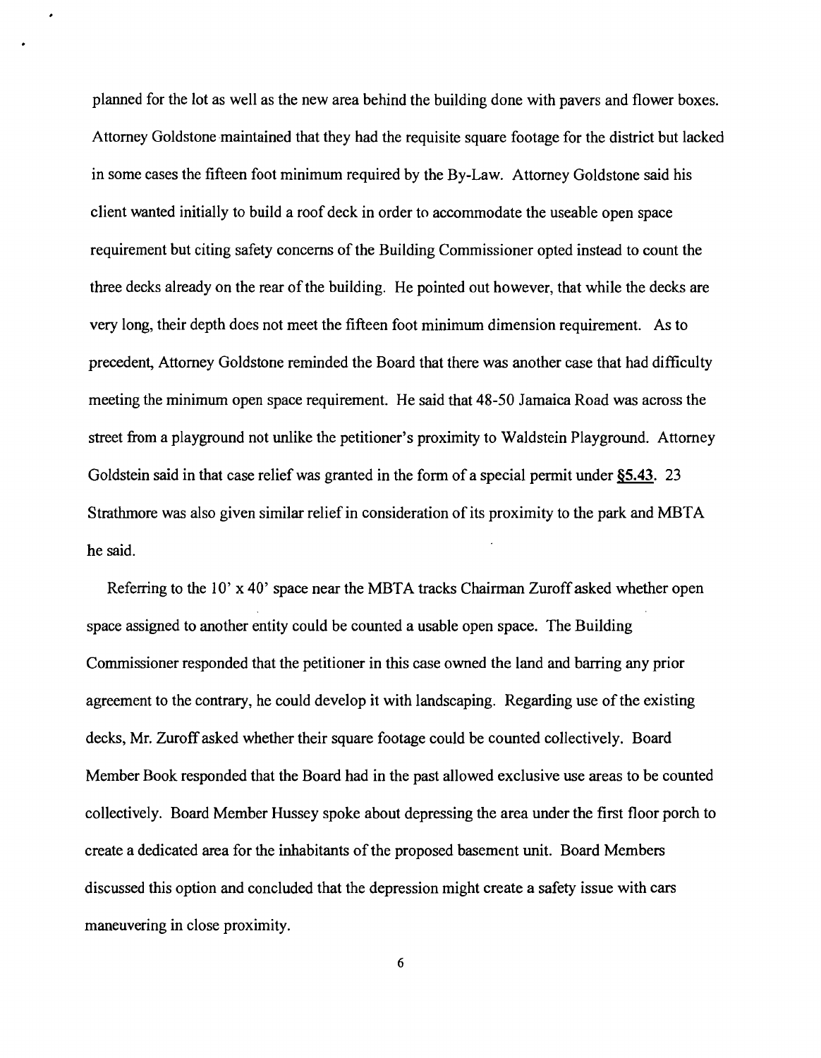planned for the lot as well as the new area behind the building done with pavers and flower boxes. Attorney Goldstone maintained that they had the requisite square footage for the district but lacked in some cases the fifteen foot minimum required by the By-Law. Attorney Goldstone said his client wanted initially to build a roof deck in order to accommodate the useable open space requirement but citing safety concerns of the Building Commissioner opted instead to count the three decks already on the rear of the building. He pointed out however, that while the decks are very long, their depth does not meet the fifteen foot minimum dimension requirement. As to precedent, Attorney Goldstone reminded the Board that there was another case that had difficulty meeting the minimum open space requirement. He said that 48-50 Jamaica Road was across the street from a playground not unlike the petitioner's proximity to Waldstein Playground. Attorney Goldstein said in that case relief was granted in the form of a special permit under **§5.43**. 23 Strathmore was also given similar relief in consideration of its proximity to the park and MBTA he said.

Referring to the 10' x 40' space near the MBTA tracks Chairman Zuroff asked whether open space assigned to another entity could be counted a usable open space. The Building Commissioner responded that the petitioner in this case owned the land and barring any prior agreement to the contrary, he could develop it with landscaping. Regarding use of the existing decks, Mr. Zuroff asked whether their square footage could be counted collectively. Board Member Book responded that the Board had in the past allowed exclusive use areas to be counted collectively. Board Member Hussey spoke about depressing the area under the first floor porch to create a dedicated area for the inhabitants of the proposed basement unit. Board Members discussed this option and concluded that the depression might create a safety issue with cars maneuvering in close proximity.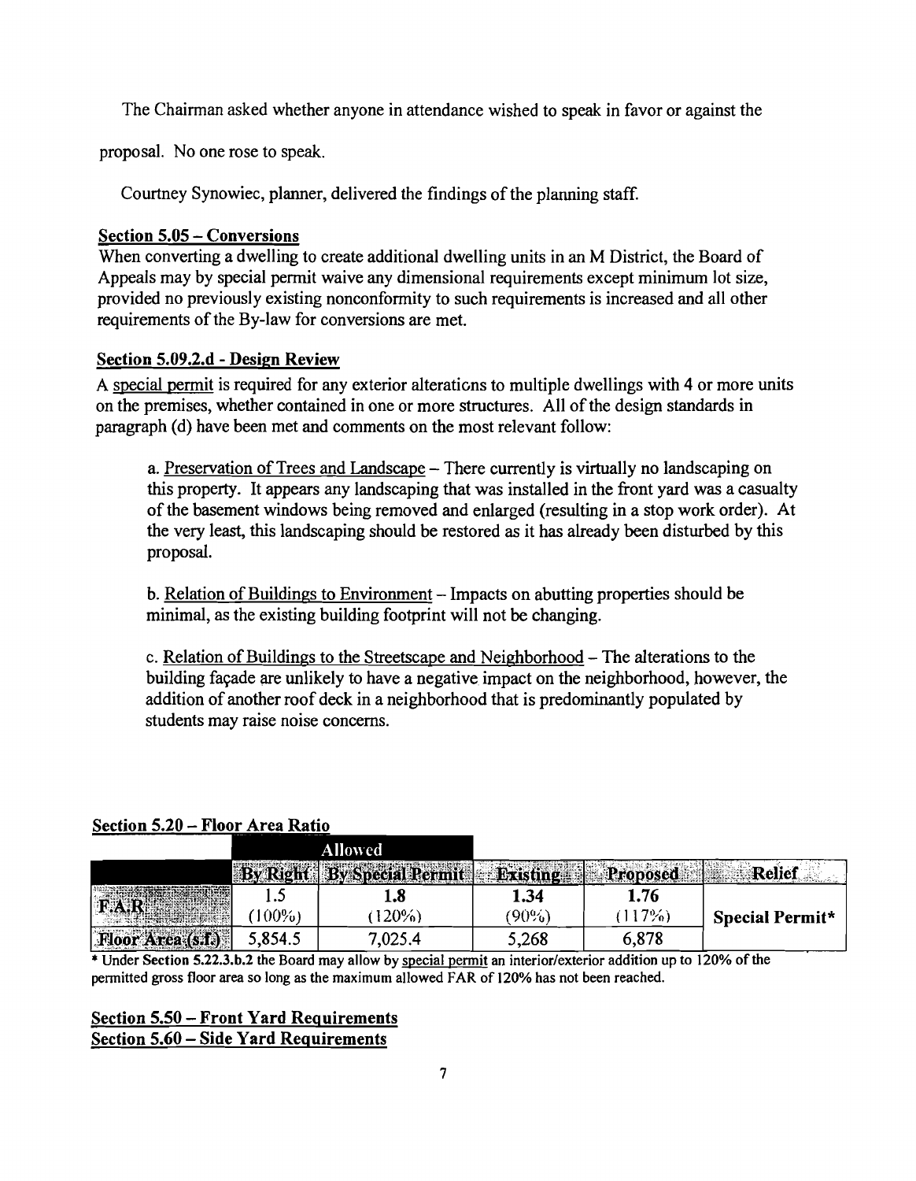The Chairman asked whether anyone in attendance wished to speak in favor or against the proposal. No one rose to speak.

Courtney Synowiec, planner, delivered the findings of the planning staff.

**Section 5.05 – Conversions**

When converting a dwelling to create additional dwelling units in an M District, the Board of Appeals may by special permit waive any dimensional requirements except minimum lot size, provided no previously existing nonconformity to such requirements is increased and all other requirements of the By-law for conversions are met.

**Section 5.09.2.d - Design Review**

A special permit is required for any exterior alterations to multiple dwellings with 4 or more units on the premises, whether contained in one or more structures. All of the design standards in paragraph (d) have been met and comments on the most relevant follow:

a. Preservation of Trees and Landscape – There currently is virtually no landscaping on this property. It appears any landscaping that was installed in the front yard was a casualty of the basement windows being removed and enlarged (resulting in a stop work order). At the very least, this landscaping should be restored as it has already been disturbed by this proposal.

b. Relation of Buildings to Environment – Impacts on abutting properties should be minimal, as the existing building footprint will not be changing.

c. Relation of Buildings to the Streetscape and Neighborhood – The alterations to the building façade are unlikely to have a negative impact on the neighborhood, however, the addition of another roof deck in a neighborhood that is predominantly populated by students may raise noise concerns.

**Section 5.20 – Floor Area Ratio**

| | Allowed | | | | |
|---|---|---|---|---|---|
| | By Right | By Special Permit | Existing | Proposed | Relief |
| F.A.R. | 1.5 (100%) | 1.8 (120%) | 1.34 (90%) | 1.76 (117%) | Special Permit* |
| Floor Area (s.f.) | 5,854.5 | 7,025.4 | 5,268 | 6,878 | |

* Under Section 5.22.3.b.2 the Board may allow by special permit an interior/exterior addition up to 120% of the permitted gross floor area so long as the maximum allowed FAR of 120% has not been reached.

**Section 5.50 – Front Yard Requirements**
**Section 5.60 – Side Yard Requirements**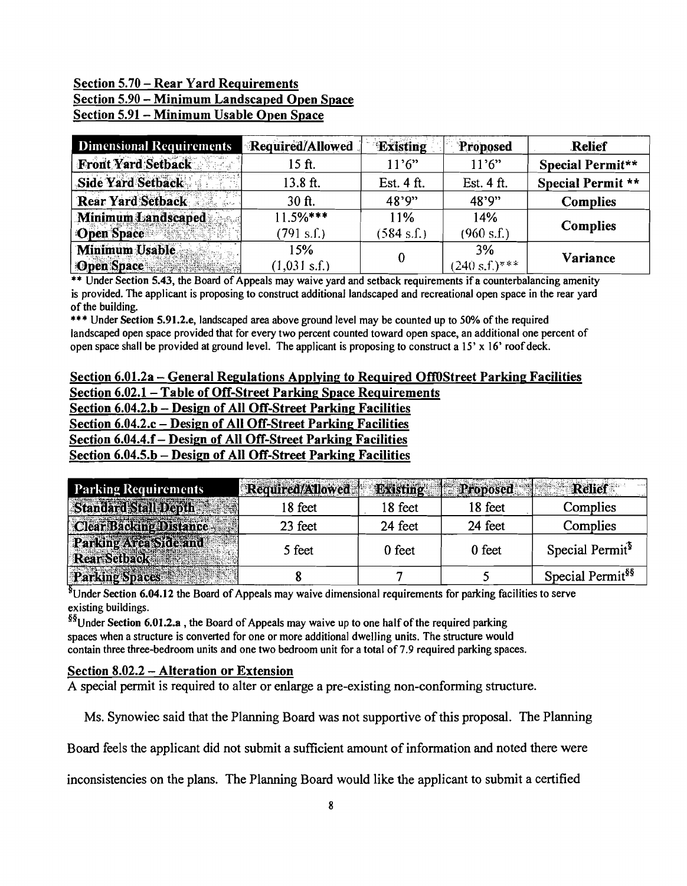**Section 5.70 – Rear Yard Requirements**
**Section 5.90 – Minimum Landscaped Open Space**
**Section 5.91 – Minimum Usable Open Space**

| Dimensional Requirements | Required/Allowed | Existing | Proposed | Relief |
|---|---|---|---|---|
| Front Yard Setback | 15 ft. | 11'6" | 11'6" | **Special Permit**** |
| Side Yard Setback | 13.8 ft. | Est. 4 ft. | Est. 4 ft. | **Special Permit **** |
| Rear Yard Setback | 30 ft. | 48'9" | 48'9" | **Complies** |
| Minimum Landscaped Open Space | 11.5%*** (791 s.f.) | 11% (584 s.f.) | 14% (960 s.f.) | **Complies** |
| Minimum Usable Open Space | 15% (1,031 s.f.) | 0 | 3% (240 s.f.)*** | **Variance** |

** Under **Section 5.43**, the Board of Appeals may waive yard and setback requirements if a counterbalancing amenity is provided. The applicant is proposing to construct additional landscaped and recreational open space in the rear yard of the building.

*** Under **Section 5.91.2.e**, landscaped area above ground level may be counted up to 50% of the required landscaped open space provided that for every two percent counted toward open space, an additional one percent of open space shall be provided at ground level. The applicant is proposing to construct a 15' x 16' roof deck.

**Section 6.01.2a – General Regulations Applying to Required Off0Street Parking Facilities**
**Section 6.02.1 – Table of Off-Street Parking Space Requirements**
**Section 6.04.2.b – Design of All Off-Street Parking Facilities**
**Section 6.04.2.c – Design of All Off-Street Parking Facilities**
**Section 6.04.4.f – Design of All Off-Street Parking Facilities**
**Section 6.04.5.b – Design of All Off-Street Parking Facilities**

| Parking Requirements | Required/Allowed | Existing | Proposed | Relief |
|---|---|---|---|---|
| Standard Stall Depth | 18 feet | 18 feet | 18 feet | Complies |
| Clear Backing Distance | 23 feet | 24 feet | 24 feet | Complies |
| Parking Area Side and Rear Setback | 5 feet | 0 feet | 0 feet | Special Permit[§] |
| Parking Spaces | 8 | 7 | 5 | Special Permit[§§] |

[§]Under **Section 6.04.12** the Board of Appeals may waive dimensional requirements for parking facilities to serve existing buildings.

[§§]Under **Section 6.01.2.a** , the Board of Appeals may waive up to one half of the required parking spaces when a structure is converted for one or more additional dwelling units. The structure would contain three three-bedroom units and one two bedroom unit for a total of 7.9 required parking spaces.

**Section 8.02.2 – Alteration or Extension**

A special permit is required to alter or enlarge a pre-existing non-conforming structure.

Ms. Synowiec said that the Planning Board was not supportive of this proposal. The Planning Board feels the applicant did not submit a sufficient amount of information and noted there were inconsistencies on the plans. The Planning Board would like the applicant to submit a certified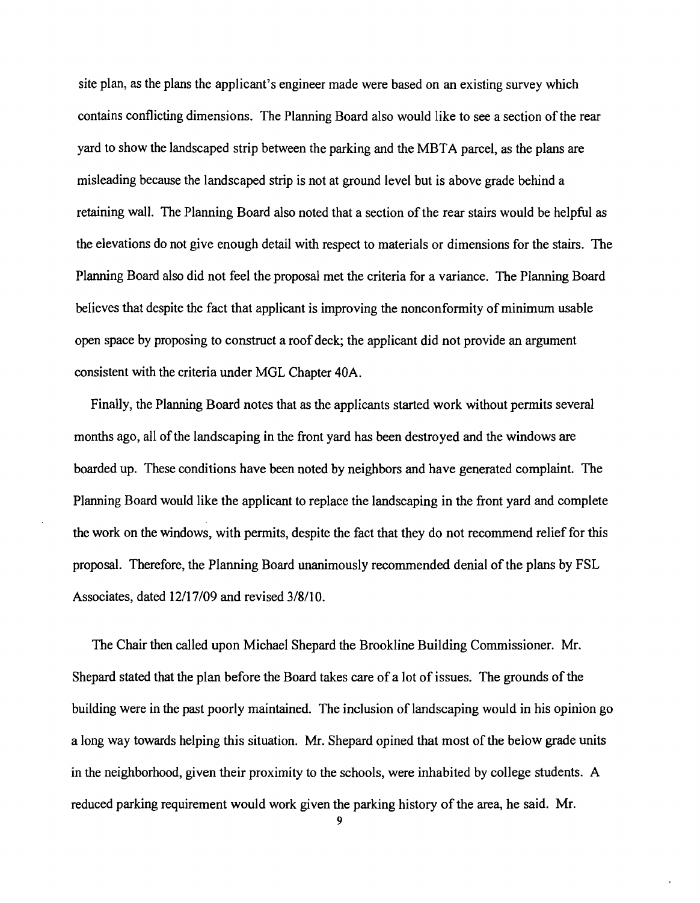site plan, as the plans the applicant's engineer made were based on an existing survey which contains conflicting dimensions. The Planning Board also would like to see a section of the rear yard to show the landscaped strip between the parking and the MBTA parcel, as the plans are misleading because the landscaped strip is not at ground level but is above grade behind a retaining wall. The Planning Board also noted that a section of the rear stairs would be helpful as the elevations do not give enough detail with respect to materials or dimensions for the stairs. The Planning Board also did not feel the proposal met the criteria for a variance. The Planning Board believes that despite the fact that applicant is improving the nonconformity of minimum usable open space by proposing to construct a roof deck; the applicant did not provide an argument consistent with the criteria under MGL Chapter 40A.

Finally, the Planning Board notes that as the applicants started work without permits several months ago, all of the landscaping in the front yard has been destroyed and the windows are boarded up. These conditions have been noted by neighbors and have generated complaint. The Planning Board would like the applicant to replace the landscaping in the front yard and complete the work on the windows, with permits, despite the fact that they do not recommend relief for this proposal. Therefore, the Planning Board unanimously recommended denial of the plans by FSL Associates, dated 12/17/09 and revised 3/8/10.

The Chair then called upon Michael Shepard the Brookline Building Commissioner. Mr. Shepard stated that the plan before the Board takes care of a lot of issues. The grounds of the building were in the past poorly maintained. The inclusion of landscaping would in his opinion go a long way towards helping this situation. Mr. Shepard opined that most of the below grade units in the neighborhood, given their proximity to the schools, were inhabited by college students. A reduced parking requirement would work given the parking history of the area, he said. Mr.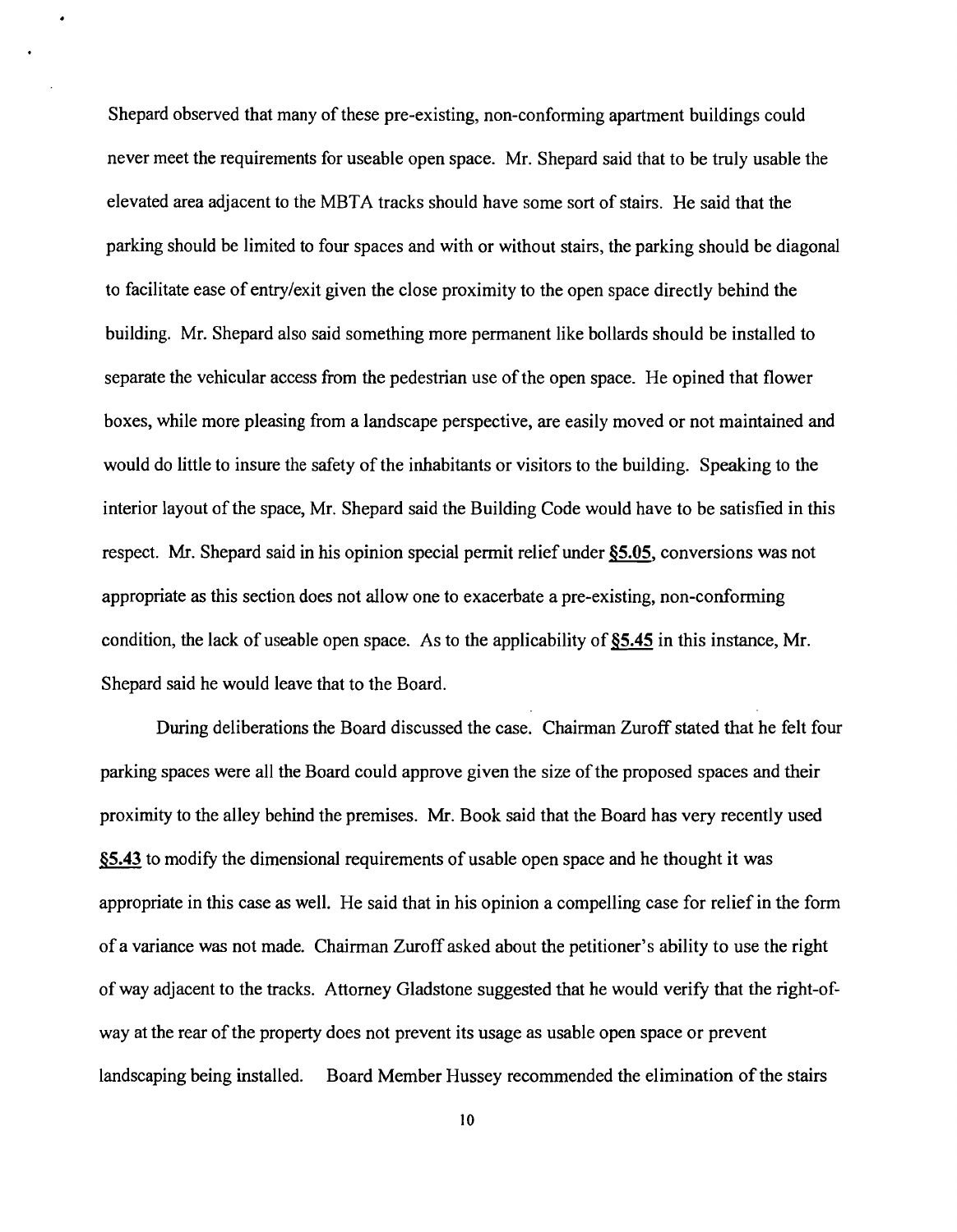Shepard observed that many of these pre-existing, non-conforming apartment buildings could never meet the requirements for useable open space. Mr. Shepard said that to be truly usable the elevated area adjacent to the MBTA tracks should have some sort of stairs. He said that the parking should be limited to four spaces and with or without stairs, the parking should be diagonal to facilitate ease of entry/exit given the close proximity to the open space directly behind the building. Mr. Shepard also said something more permanent like bollards should be installed to separate the vehicular access from the pedestrian use of the open space. He opined that flower boxes, while more pleasing from a landscape perspective, are easily moved or not maintained and would do little to insure the safety of the inhabitants or visitors to the building. Speaking to the interior layout of the space, Mr. Shepard said the Building Code would have to be satisfied in this respect. Mr. Shepard said in his opinion special permit relief under **§5.05**, conversions was not appropriate as this section does not allow one to exacerbate a pre-existing, non-conforming condition, the lack of useable open space. As to the applicability of **§5.45** in this instance, Mr. Shepard said he would leave that to the Board.

During deliberations the Board discussed the case. Chairman Zuroff stated that he felt four parking spaces were all the Board could approve given the size of the proposed spaces and their proximity to the alley behind the premises. Mr. Book said that the Board has very recently used **§5.43** to modify the dimensional requirements of usable open space and he thought it was appropriate in this case as well. He said that in his opinion a compelling case for relief in the form of a variance was not made. Chairman Zuroff asked about the petitioner's ability to use the right of way adjacent to the tracks. Attorney Gladstone suggested that he would verify that the right-of-way at the rear of the property does not prevent its usage as usable open space or prevent landscaping being installed. Board Member Hussey recommended the elimination of the stairs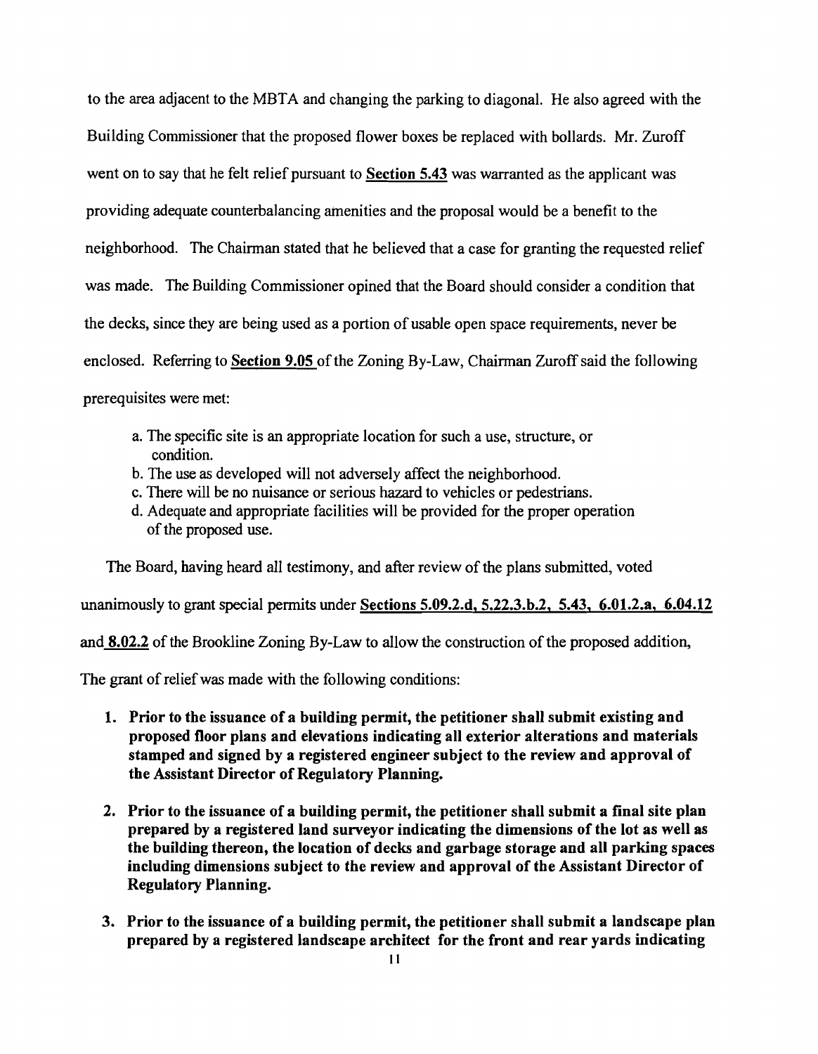to the area adjacent to the MBTA and changing the parking to diagonal. He also agreed with the Building Commissioner that the proposed flower boxes be replaced with bollards. Mr. Zuroff went on to say that he felt relief pursuant to **Section 5.43** was warranted as the applicant was providing adequate counterbalancing amenities and the proposal would be a benefit to the neighborhood. The Chairman stated that he believed that a case for granting the requested relief was made. The Building Commissioner opined that the Board should consider a condition that the decks, since they are being used as a portion of usable open space requirements, never be enclosed. Referring to **Section 9.05** of the Zoning By-Law, Chairman Zuroff said the following prerequisites were met:

a. The specific site is an appropriate location for such a use, structure, or condition.
b. The use as developed will not adversely affect the neighborhood.
c. There will be no nuisance or serious hazard to vehicles or pedestrians.
d. Adequate and appropriate facilities will be provided for the proper operation of the proposed use.

The Board, having heard all testimony, and after review of the plans submitted, voted unanimously to grant special permits under **Sections 5.09.2.d, 5.22.3.b.2, 5.43, 6.01.2.a, 6.04.12** and **8.02.2** of the Brookline Zoning By-Law to allow the construction of the proposed addition,

The grant of relief was made with the following conditions:

1. **Prior to the issuance of a building permit, the petitioner shall submit existing and proposed floor plans and elevations indicating all exterior alterations and materials stamped and signed by a registered engineer subject to the review and approval of the Assistant Director of Regulatory Planning.**

2. **Prior to the issuance of a building permit, the petitioner shall submit a final site plan prepared by a registered land surveyor indicating the dimensions of the lot as well as the building thereon, the location of decks and garbage storage and all parking spaces including dimensions subject to the review and approval of the Assistant Director of Regulatory Planning.**

3. **Prior to the issuance of a building permit, the petitioner shall submit a landscape plan prepared by a registered landscape architect for the front and rear yards indicating**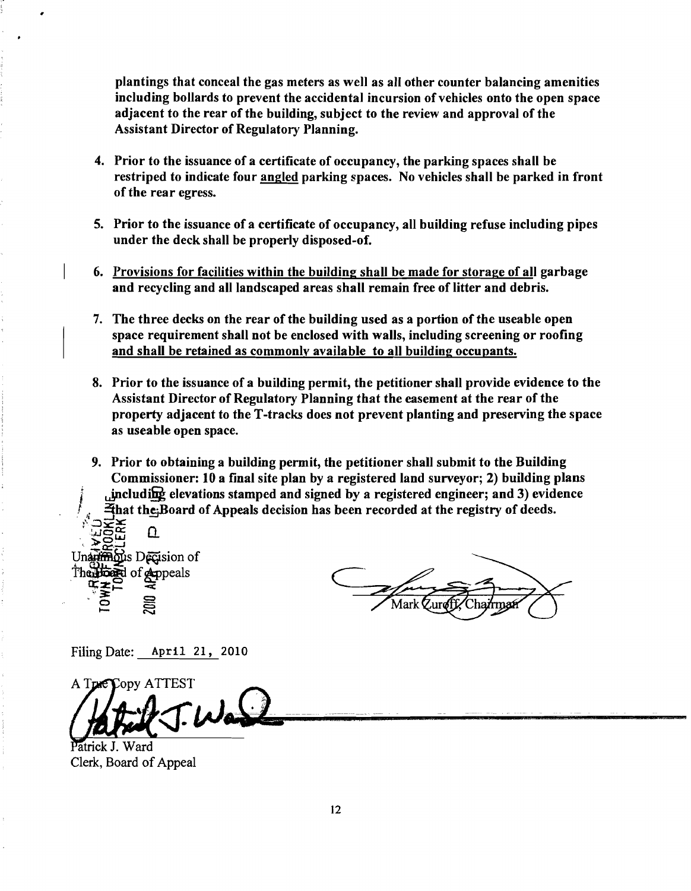**plantings that conceal the gas meters as well as all other counter balancing amenities including bollards to prevent the accidental incursion of vehicles onto the open space adjacent to the rear of the building, subject to the review and approval of the Assistant Director of Regulatory Planning.**

4. **Prior to the issuance of a certificate of occupancy, the parking spaces shall be restriped to indicate four angled parking spaces. No vehicles shall be parked in front of the rear egress.**

5. **Prior to the issuance of a certificate of occupancy, all building refuse including pipes under the deck shall be properly disposed-of.**

6. **Provisions for facilities within the building shall be made for storage of all garbage and recycling and all landscaped areas shall remain free of litter and debris.**

7. **The three decks on the rear of the building used as a portion of the useable open space requirement shall not be enclosed with walls, including screening or roofing and shall be retained as commonly available to all building occupants.**

8. **Prior to the issuance of a building permit, the petitioner shall provide evidence to the Assistant Director of Regulatory Planning that the easement at the rear of the property adjacent to the T-tracks does not prevent planting and preserving the space as useable open space.**

9. **Prior to obtaining a building permit, the petitioner shall submit to the Building Commissioner: 10 a final site plan by a registered land surveyor; 2) building plans including elevations stamped and signed by a registered engineer; and 3) evidence that the Board of Appeals decision has been recorded at the registry of deeds.**

Unanimous Decision of
The Board of Appeals

Mark Zuroff, Chairman

RECEIVED
TOWN OF BROOKLINE
TOWN CLERK
2010 APR 21 P

Filing Date: April 21, 2010

A True Copy ATTEST

Patrick J. Ward
Clerk, Board of Appeal